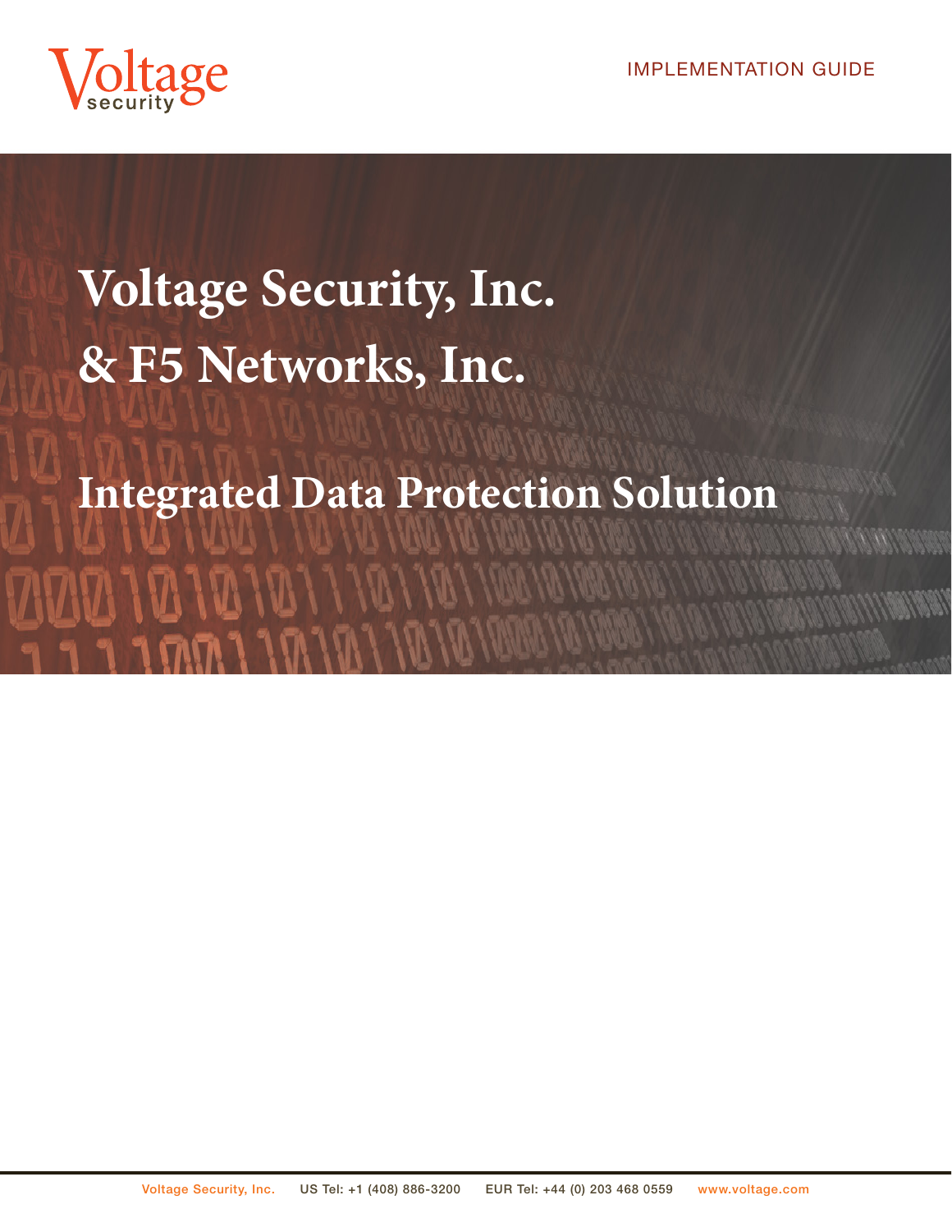IMPLEMENTATION GUIDE

# Voltage Security, Inc. & F5 Networks, Inc.

## Integrated Data Protection Solution

Voltage Security, Inc. US Tel: +1 (408) 886-3200 EUR Tel: +44 (0) 203 468 0559 www.voltage.com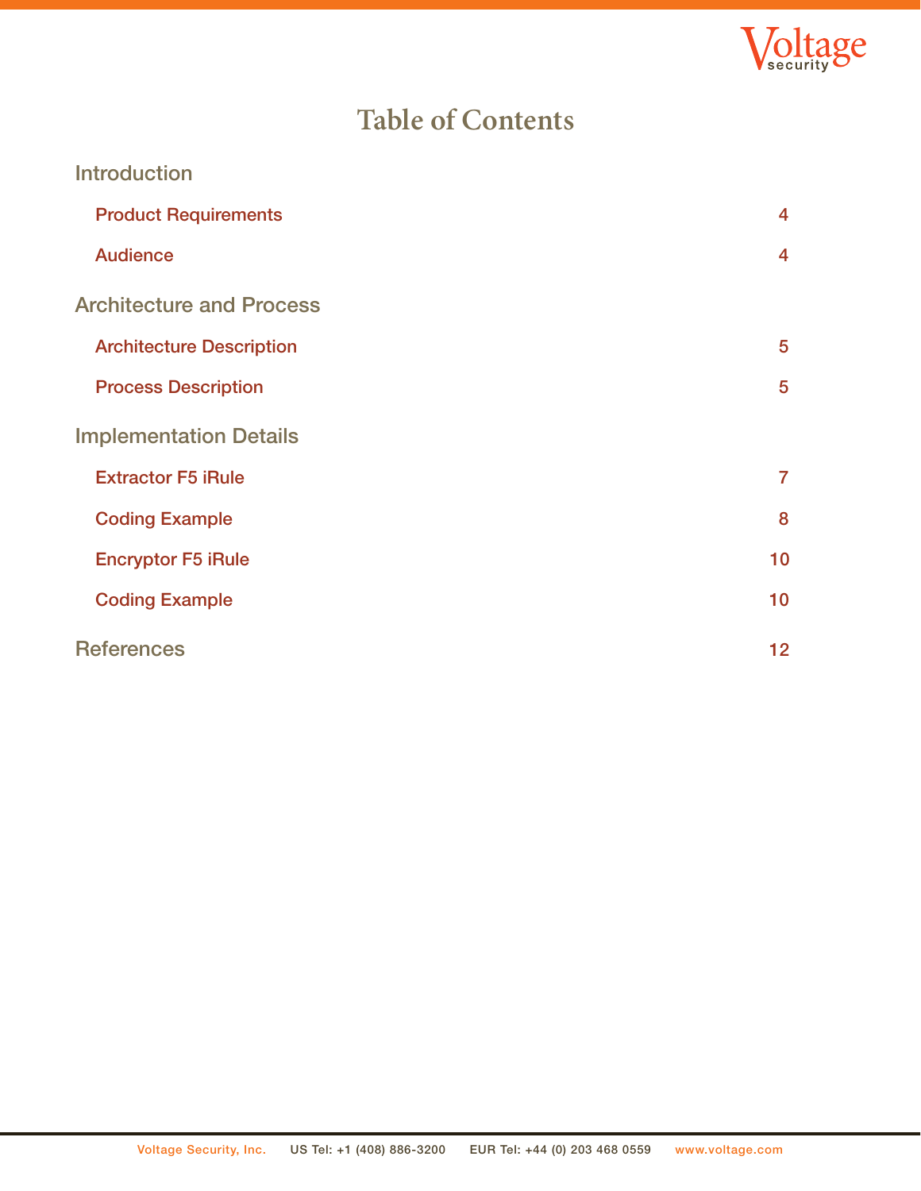# Table of Contents

**Introduction**

- Product Requirements 4
- Audience 4

**Architecture and Process**

- Architecture Description 5
- Process Description 5

**Implementation Details**

- Extractor F5 iRule 7
- Coding Example 8
- Encryptor F5 iRule 10
- Coding Example 10

**References** 12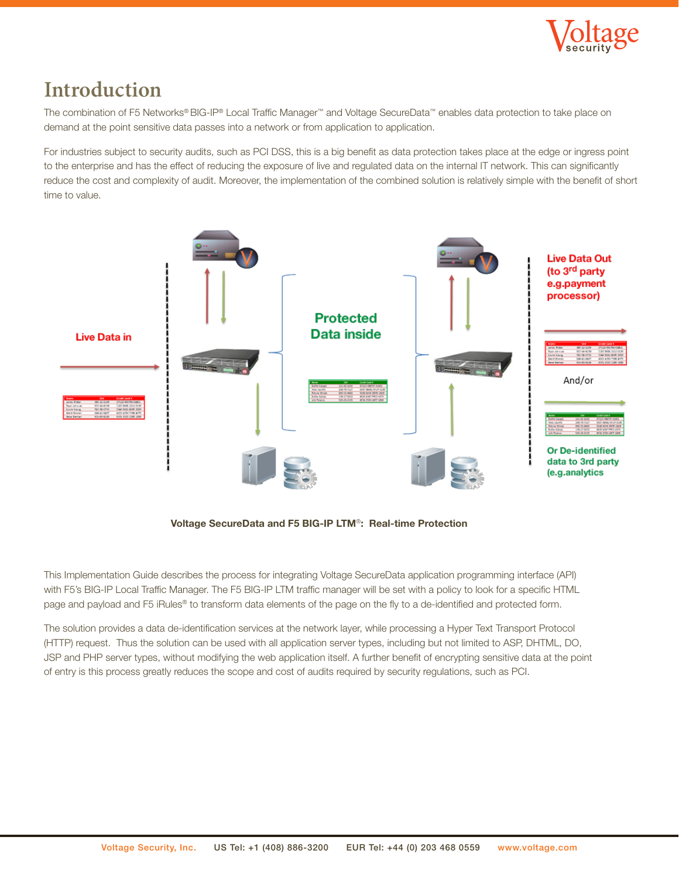# Introduction

The combination of F5 Networks® BIG-IP® Local Traffic Manager™ and Voltage SecureData™ enables data protection to take place on demand at the point sensitive data passes into a network or from application to application.

For industries subject to security audits, such as PCI DSS, this is a big benefit as data protection takes place at the edge or ingress point to the enterprise and has the effect of reducing the exposure of live and regulated data on the internal IT network. This can significantly reduce the cost and complexity of audit. Moreover, the implementation of the combined solution is relatively simple with the benefit of short time to value.

**Voltage SecureData and F5 BIG-IP LTM®: Real-time Protection**

This Implementation Guide describes the process for integrating Voltage SecureData application programming interface (API) with F5's BIG-IP Local Traffic Manager. The F5 BIG-IP LTM traffic manager will be set with a policy to look for a specific HTML page and payload and F5 iRules® to transform data elements of the page on the fly to a de-identified and protected form.

The solution provides a data de-identification services at the network layer, while processing a Hyper Text Transport Protocol (HTTP) request. Thus the solution can be used with all application server types, including but not limited to ASP, DHTML, DO, JSP and PHP server types, without modifying the web application itself. A further benefit of encrypting sensitive data at the point of entry is this process greatly reduces the scope and cost of audits required by security regulations, such as PCI.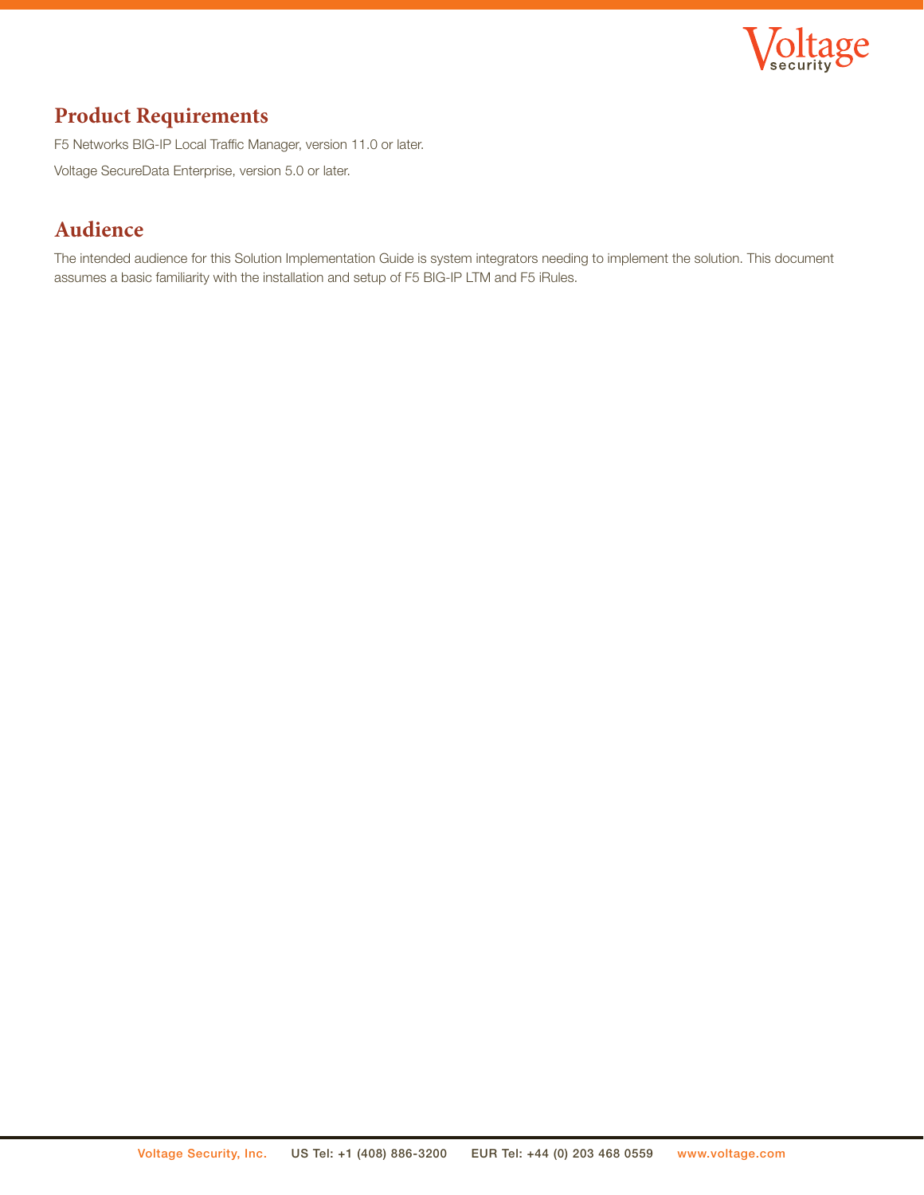## Product Requirements

F5 Networks BIG-IP Local Traffic Manager, version 11.0 or later.

Voltage SecureData Enterprise, version 5.0 or later.

## Audience

The intended audience for this Solution Implementation Guide is system integrators needing to implement the solution. This document assumes a basic familiarity with the installation and setup of F5 BIG-IP LTM and F5 iRules.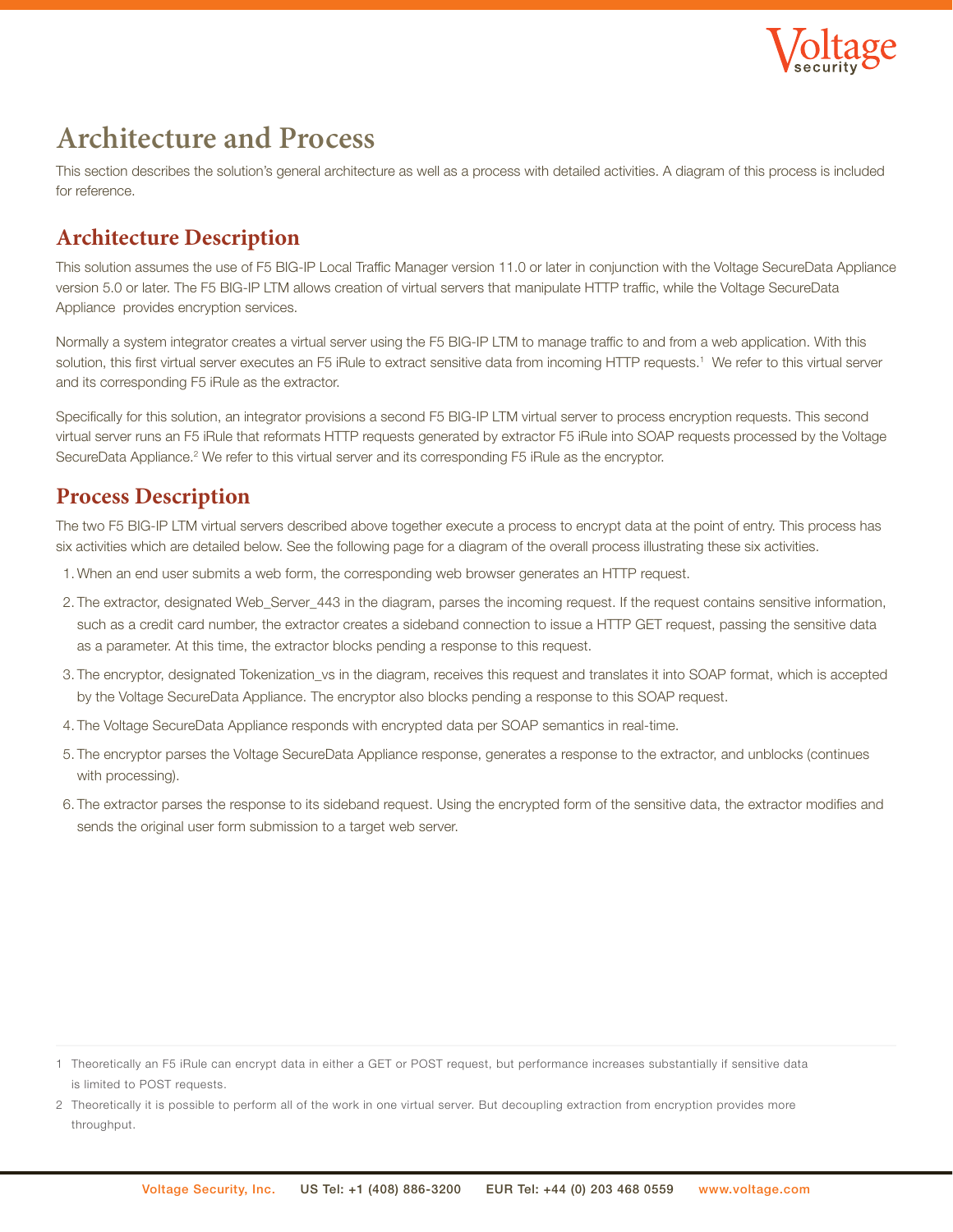# Architecture and Process

This section describes the solution's general architecture as well as a process with detailed activities. A diagram of this process is included for reference.

## Architecture Description

This solution assumes the use of F5 BIG-IP Local Traffic Manager version 11.0 or later in conjunction with the Voltage SecureData Appliance version 5.0 or later. The F5 BIG-IP LTM allows creation of virtual servers that manipulate HTTP traffic, while the Voltage SecureData Appliance provides encryption services.

Normally a system integrator creates a virtual server using the F5 BIG-IP LTM to manage traffic to and from a web application. With this solution, this first virtual server executes an F5 iRule to extract sensitive data from incoming HTTP requests.[1] We refer to this virtual server and its corresponding F5 iRule as the extractor.

Specifically for this solution, an integrator provisions a second F5 BIG-IP LTM virtual server to process encryption requests. This second virtual server runs an F5 iRule that reformats HTTP requests generated by extractor F5 iRule into SOAP requests processed by the Voltage SecureData Appliance.[2] We refer to this virtual server and its corresponding F5 iRule as the encryptor.

## Process Description

The two F5 BIG-IP LTM virtual servers described above together execute a process to encrypt data at the point of entry. This process has six activities which are detailed below. See the following page for a diagram of the overall process illustrating these six activities.

1. When an end user submits a web form, the corresponding web browser generates an HTTP request.
2. The extractor, designated Web_Server_443 in the diagram, parses the incoming request. If the request contains sensitive information, such as a credit card number, the extractor creates a sideband connection to issue a HTTP GET request, passing the sensitive data as a parameter. At this time, the extractor blocks pending a response to this request.
3. The encryptor, designated Tokenization_vs in the diagram, receives this request and translates it into SOAP format, which is accepted by the Voltage SecureData Appliance. The encryptor also blocks pending a response to this SOAP request.
4. The Voltage SecureData Appliance responds with encrypted data per SOAP semantics in real-time.
5. The encryptor parses the Voltage SecureData Appliance response, generates a response to the extractor, and unblocks (continues with processing).
6. The extractor parses the response to its sideband request. Using the encrypted form of the sensitive data, the extractor modifies and sends the original user form submission to a target web server.

---

1 Theoretically an F5 iRule can encrypt data in either a GET or POST request, but performance increases substantially if sensitive data is limited to POST requests.

2 Theoretically it is possible to perform all of the work in one virtual server. But decoupling extraction from encryption provides more throughput.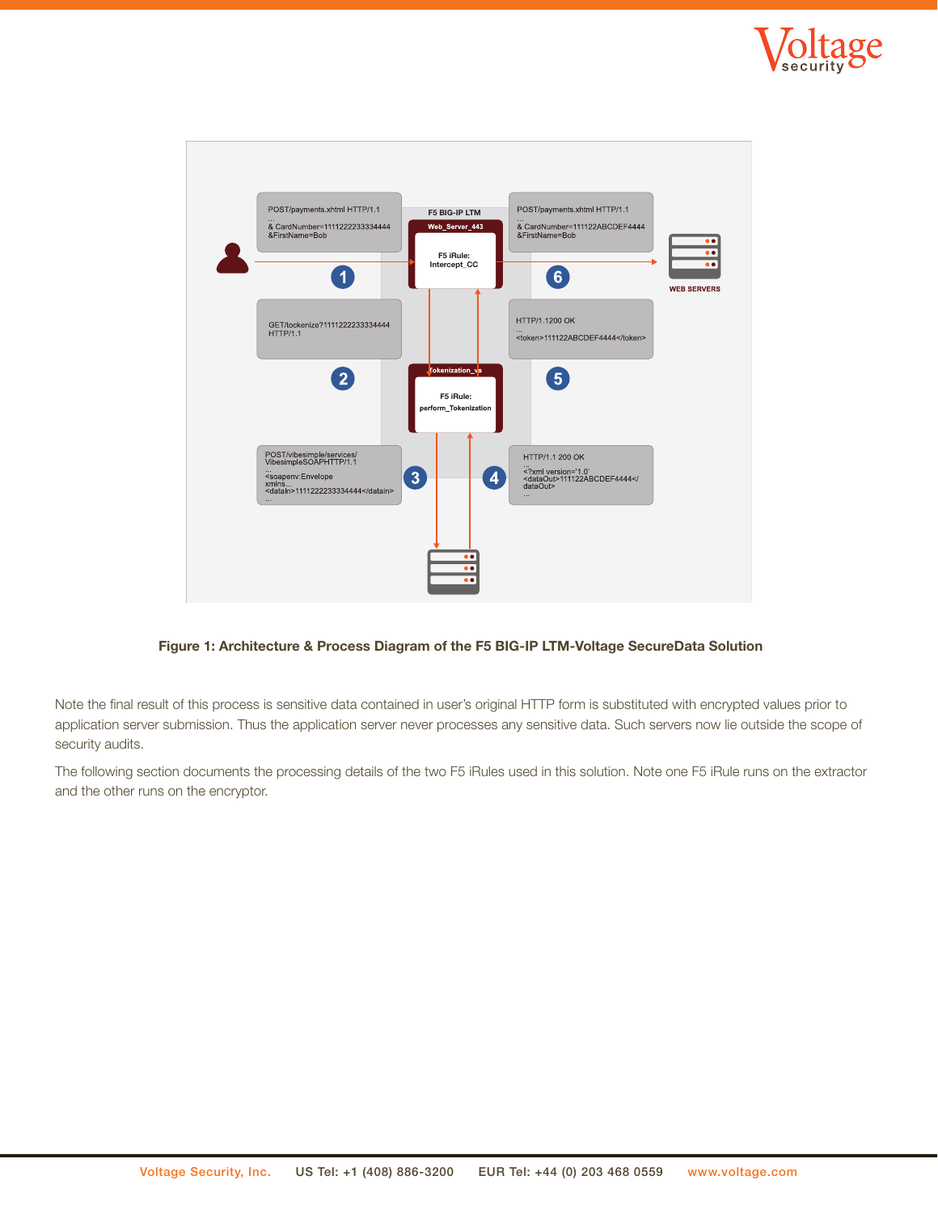**Figure 1: Architecture & Process Diagram of the F5 BIG-IP LTM-Voltage SecureData Solution**

Note the final result of this process is sensitive data contained in user's original HTTP form is substituted with encrypted values prior to application server submission. Thus the application server never processes any sensitive data. Such servers now lie outside the scope of security audits.

The following section documents the processing details of the two F5 iRules used in this solution. Note one F5 iRule runs on the extractor and the other runs on the encryptor.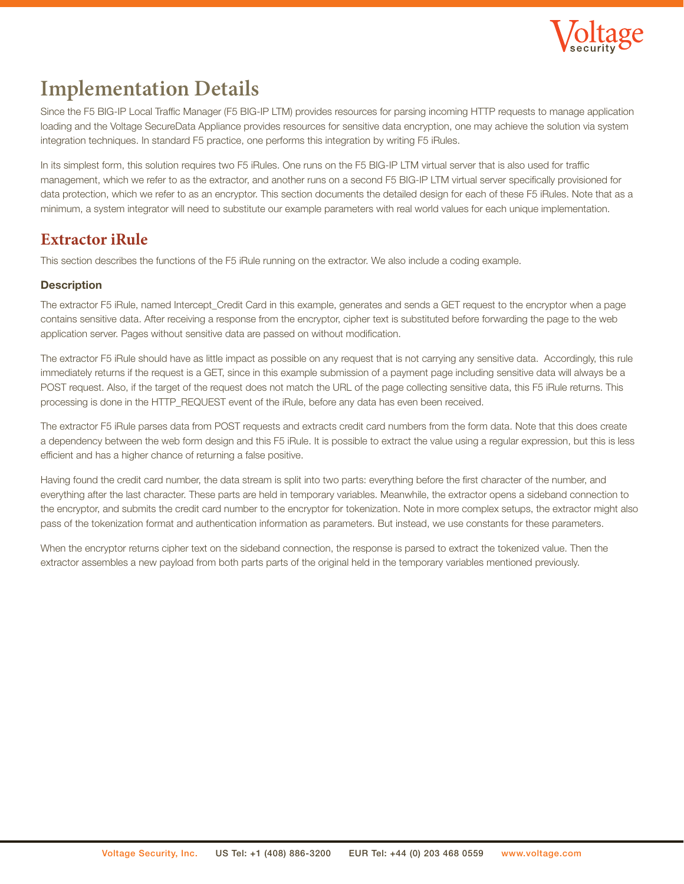# Implementation Details

Since the F5 BIG-IP Local Traffic Manager (F5 BIG-IP LTM) provides resources for parsing incoming HTTP requests to manage application loading and the Voltage SecureData Appliance provides resources for sensitive data encryption, one may achieve the solution via system integration techniques. In standard F5 practice, one performs this integration by writing F5 iRules.

In its simplest form, this solution requires two F5 iRules. One runs on the F5 BIG-IP LTM virtual server that is also used for traffic management, which we refer to as the extractor, and another runs on a second F5 BIG-IP LTM virtual server specifically provisioned for data protection, which we refer to as an encryptor. This section documents the detailed design for each of these F5 iRules. Note that as a minimum, a system integrator will need to substitute our example parameters with real world values for each unique implementation.

## Extractor iRule

This section describes the functions of the F5 iRule running on the extractor. We also include a coding example.

### Description

The extractor F5 iRule, named Intercept_Credit Card in this example, generates and sends a GET request to the encryptor when a page contains sensitive data. After receiving a response from the encryptor, cipher text is substituted before forwarding the page to the web application server. Pages without sensitive data are passed on without modification.

The extractor F5 iRule should have as little impact as possible on any request that is not carrying any sensitive data. Accordingly, this rule immediately returns if the request is a GET, since in this example submission of a payment page including sensitive data will always be a POST request. Also, if the target of the request does not match the URL of the page collecting sensitive data, this F5 iRule returns. This processing is done in the HTTP_REQUEST event of the iRule, before any data has even been received.

The extractor F5 iRule parses data from POST requests and extracts credit card numbers from the form data. Note that this does create a dependency between the web form design and this F5 iRule. It is possible to extract the value using a regular expression, but this is less efficient and has a higher chance of returning a false positive.

Having found the credit card number, the data stream is split into two parts: everything before the first character of the number, and everything after the last character. These parts are held in temporary variables. Meanwhile, the extractor opens a sideband connection to the encryptor, and submits the credit card number to the encryptor for tokenization. Note in more complex setups, the extractor might also pass of the tokenization format and authentication information as parameters. But instead, we use constants for these parameters.

When the encryptor returns cipher text on the sideband connection, the response is parsed to extract the tokenized value. Then the extractor assembles a new payload from both parts parts of the original held in the temporary variables mentioned previously.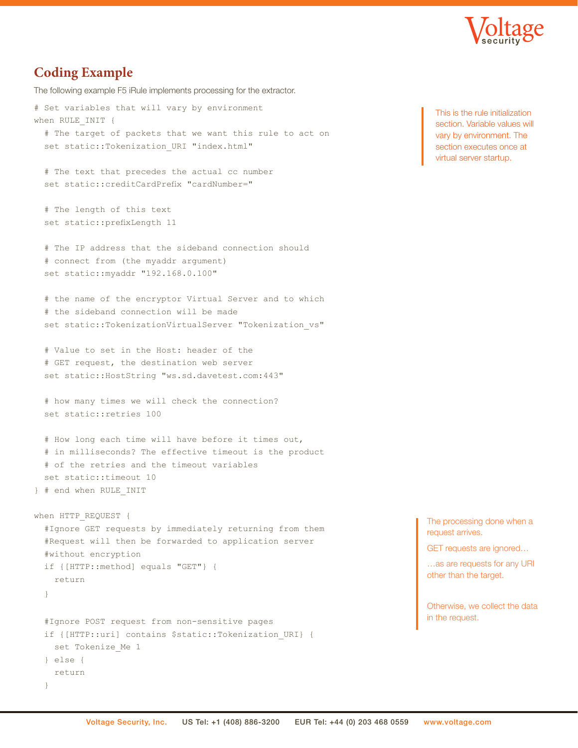## Coding Example

The following example F5 iRule implements processing for the extractor.

```
# Set variables that will vary by environment
when RULE_INIT {
  # The target of packets that we want this rule to act on
  set static::Tokenization_URI "index.html"

  # The text that precedes the actual cc number
  set static::creditCardPrefix "cardNumber="

  # The length of this text
  set static::prefixLength 11

  # The IP address that the sideband connection should
  # connect from (the myaddr argument)
  set static::myaddr "192.168.0.100"

  # the name of the encryptor Virtual Server and to which
  # the sideband connection will be made
  set static::TokenizationVirtualServer "Tokenization_vs"

  # Value to set in the Host: header of the
  # GET request, the destination web server
  set static::HostString "ws.sd.davetest.com:443"

  # how many times we will check the connection?
  set static::retries 100

  # How long each time will have before it times out,
  # in milliseconds? The effective timeout is the product
  # of the retries and the timeout variables
  set static::timeout 10
} # end when RULE_INIT
```

This is the rule initialization section. Variable values will vary by environment. The section executes once at virtual server startup.

```
when HTTP_REQUEST {
  #Ignore GET requests by immediately returning from them
  #Request will then be forwarded to application server
  #without encryption
  if {[HTTP::method] equals "GET"} {
    return
  }

  #Ignore POST request from non-sensitive pages
  if {[HTTP::uri] contains $static::Tokenization_URI} {
    set Tokenize_Me 1
  } else {
    return
  }
```

The processing done when a request arrives.

GET requests are ignored…

…as are requests for any URI other than the target.

Otherwise, we collect the data in the request.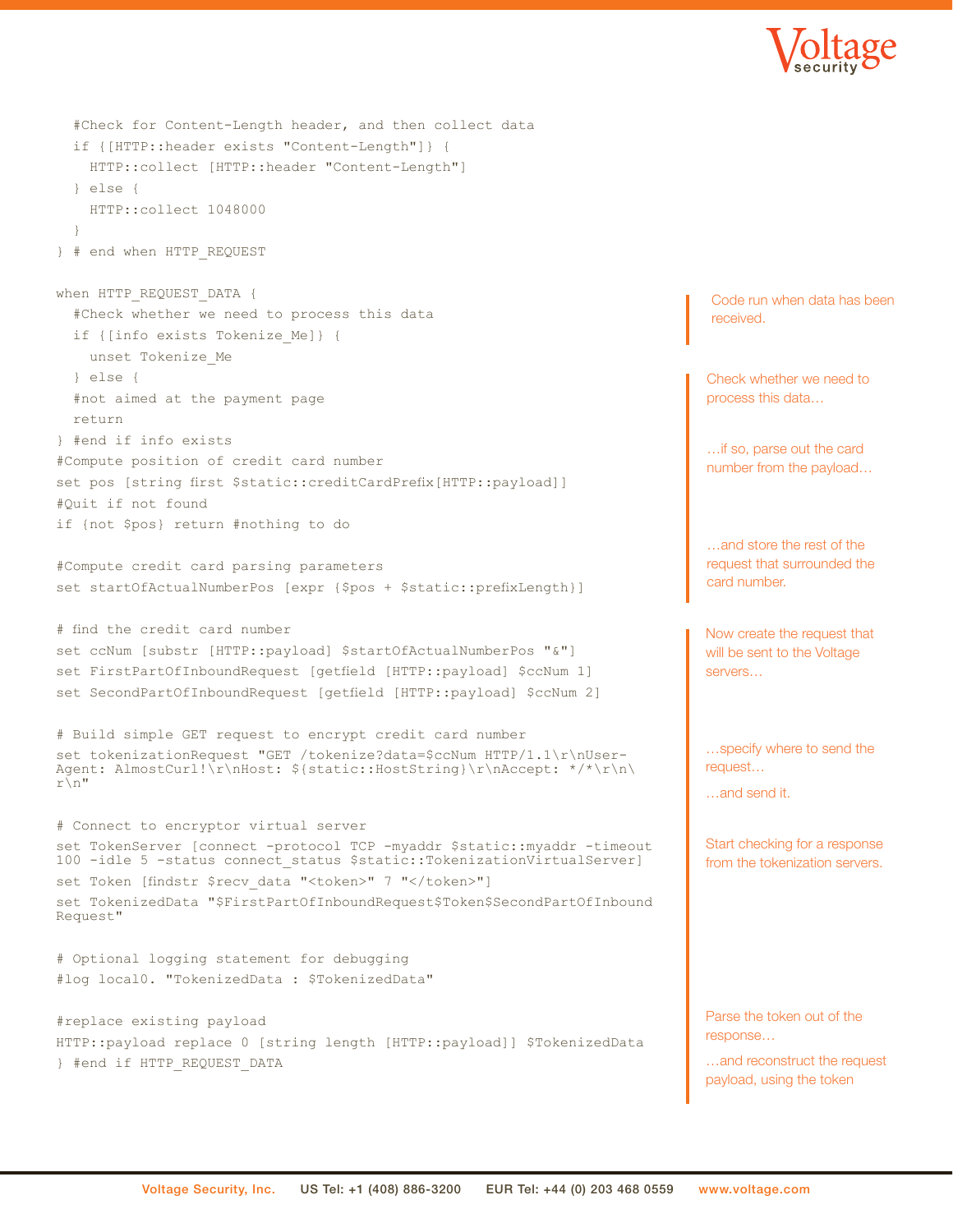```
  #Check for Content-Length header, and then collect data
  if {[HTTP::header exists "Content-Length"]} {
    HTTP::collect [HTTP::header "Content-Length"]
  } else {
    HTTP::collect 1048000
  }
} # end when HTTP_REQUEST

when HTTP_REQUEST_DATA {
  #Check whether we need to process this data
  if {[info exists Tokenize_Me]} {
    unset Tokenize_Me
  } else {
  #not aimed at the payment page
  return
} #end if info exists
#Compute position of credit card number
set pos [string first $static::creditCardPrefix[HTTP::payload]]
#Quit if not found
if {not $pos} return #nothing to do

#Compute credit card parsing parameters
set startOfActualNumberPos [expr {$pos + $static::prefixLength}]

# find the credit card number
set ccNum [substr [HTTP::payload] $startOfActualNumberPos "&"]
set FirstPartOfInboundRequest [getfield [HTTP::payload] $ccNum 1]
set SecondPartOfInboundRequest [getfield [HTTP::payload] $ccNum 2]

# Build simple GET request to encrypt credit card number
set tokenizationRequest "GET /tokenize?data=$ccNum HTTP/1.1\r\nUser-
Agent: AlmostCurl!\r\nHost: ${static::HostString}\r\nAccept: */*\r\n\
r\n"

# Connect to encryptor virtual server
set TokenServer [connect -protocol TCP -myaddr $static::myaddr -timeout
100 -idle 5 -status connect_status $static::TokenizationVirtualServer]
set Token [findstr $recv_data "<token>" 7 "</token>"]
set TokenizedData "$FirstPartOfInboundRequest$Token$SecondPartOfInbound
Request"

# Optional logging statement for debugging
#log local0. "TokenizedData : $TokenizedData"

#replace existing payload
HTTP::payload replace 0 [string length [HTTP::payload]] $TokenizedData
} #end if HTTP_REQUEST_DATA
```

Code run when data has been received.

Check whether we need to process this data…

…if so, parse out the card number from the payload…

…and store the rest of the request that surrounded the card number.

Now create the request that will be sent to the Voltage servers…

…specify where to send the request…

…and send it.

Start checking for a response from the tokenization servers.

Parse the token out of the response…

…and reconstruct the request payload, using the token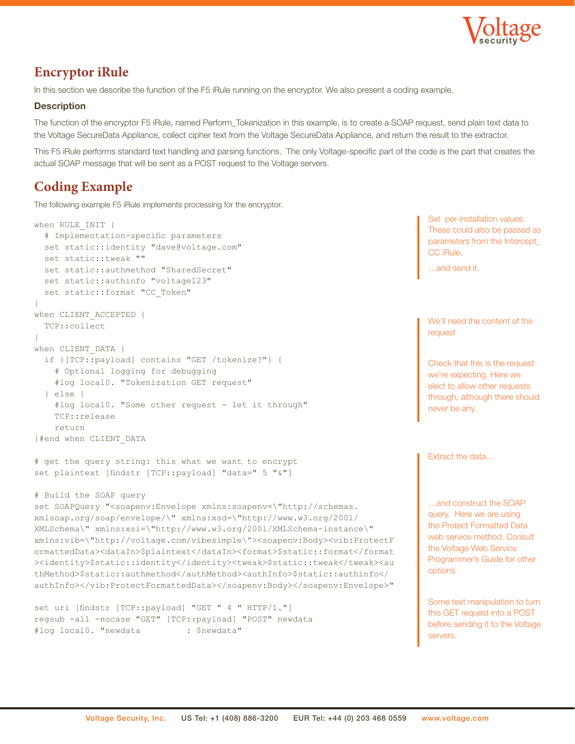## Encryptor iRule

In this section we describe the function of the F5 iRule running on the encryptor. We also present a coding example.

### Description

The function of the encryptor F5 iRule, named Perform_Tokenization in this example, is to create a SOAP request, send plain text data to the Voltage SecureData Appliance, collect cipher text from the Voltage SecureData Appliance, and return the result to the extractor.

This F5 iRule performs standard text handling and parsing functions. The only Voltage-specific part of the code is the part that creates the actual SOAP message that will be sent as a POST request to the Voltage servers.

## Coding Example

The following example F5 iRule implements processing for the encryptor.

```
when RULE_INIT {
  # Implementation-specific parameters
  set static::identity "dave@voltage.com"
  set static::tweak ""
  set static::authmethod "SharedSecret"
  set static::authinfo "voltage123"
  set static::format "CC_Token"
}
when CLIENT_ACCEPTED {
  TCP::collect
}
when CLIENT_DATA {
  if {[TCP::payload] contains "GET /tokenize?"} {
    # Optional logging for debugging
    #log local0. "Tokenization GET request"
  } else {
    #log local0. "Some other request - let it through"
    TCP::release
    return
}#end when CLIENT_DATA

# get the query string: this what we want to encrypt
set plaintext [findstr [TCP::payload] "data=" 5 "&"]

# Build the SOAP query
set SOAPQuery "<soapenv:Envelope xmlns:soapenv=\"http://schemas.
xmlsoap.org/soap/envelope/\" xmlns:xsd=\"http://www.w3.org/2001/
XMLSchema\" xmlns:xsi=\"http://www.w3.org/2001/XMLSchema-instance\"
xmlns:vib=\"http://voltage.com/vibesimple\"><soapenv:Body><vib:ProtectF
ormattedData><dataIn>$plaintext</dataIn><format>$static::format</format
><identity>$static::identity</identity><tweak>$static::tweak</tweak><au
thMethod>$static::authmethod</authMethod><authInfo>$static::authinfo</
authInfo></vib:ProtectFormattedData></soapenv:Body></soapenv:Envelope>"

set uri [findstr [TCP::payload] "GET " 4 " HTTP/1."]
regsub -all -nocase "GET" [TCP::payload] "POST" newdata
#log local0. "newdata         : $newdata"
```

Set per-installation values. These could also be passed as parameters from the Intercept_CC iRule.

…and send it.

We'll need the content of the request

Check that this is the request we're expecting. Here we elect to allow other requests through, although there should never be any.

Extract the data…

…and construct the SOAP query. Here we are using the Protect Formatted Data web service method. Consult the Voltage Web Service Programmer's Guide for other options

Some text manipulation to turn this GET request into a POST before sending it to the Voltage servers.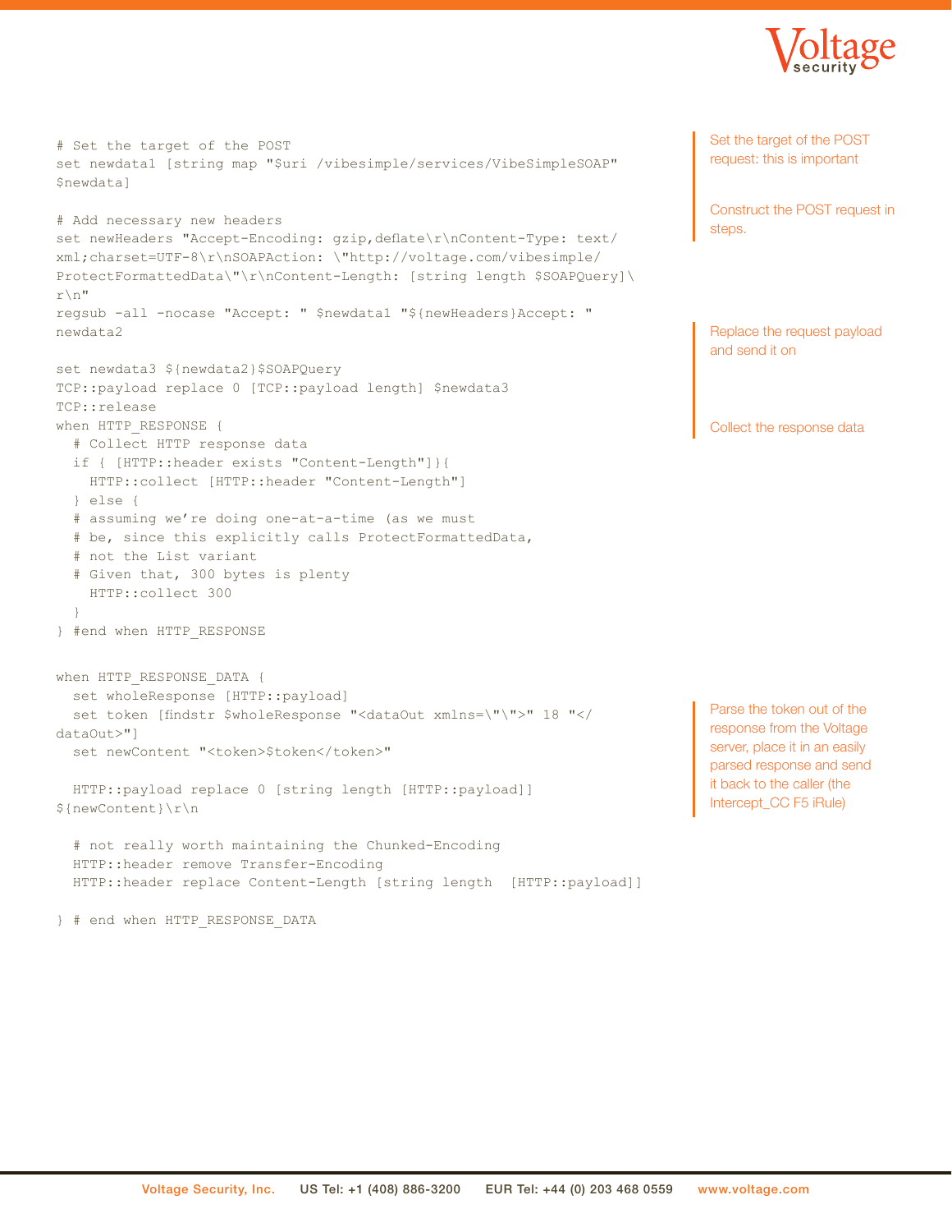```
# Set the target of the POST
set newdata1 [string map "$uri /vibesimple/services/VibeSimpleSOAP"
$newdata]

# Add necessary new headers
set newHeaders "Accept-Encoding: gzip,deflate\r\nContent-Type: text/
xml;charset=UTF-8\r\nSOAPAction: \"http://voltage.com/vibesimple/
ProtectFormattedData\"\r\nContent-Length: [string length $SOAPQuery]\
r\n"
regsub -all -nocase "Accept: " $newdata1 "${newHeaders}Accept: "
newdata2

set newdata3 ${newdata2}$SOAPQuery
TCP::payload replace 0 [TCP::payload length] $newdata3
TCP::release
when HTTP_RESPONSE {
  # Collect HTTP response data
  if { [HTTP::header exists "Content-Length"]}{
    HTTP::collect [HTTP::header "Content-Length"]
  } else {
  # assuming we're doing one-at-a-time (as we must
  # be, since this explicitly calls ProtectFormattedData,
  # not the List variant
  # Given that, 300 bytes is plenty
    HTTP::collect 300
  }
} #end when HTTP_RESPONSE


when HTTP_RESPONSE_DATA {
  set wholeResponse [HTTP::payload]
  set token [findstr $wholeResponse "<dataOut xmlns=\"\">" 18 "</
dataOut>"]
  set newContent "<token>$token</token>"

  HTTP::payload replace 0 [string length [HTTP::payload]]
${newContent}\r\n

  # not really worth maintaining the Chunked-Encoding
  HTTP::header remove Transfer-Encoding
  HTTP::header replace Content-Length [string length  [HTTP::payload]]

} # end when HTTP_RESPONSE_DATA
```

Set the target of the POST request: this is important

Construct the POST request in steps.

Replace the request payload and send it on

Collect the response data

Parse the token out of the response from the Voltage server, place it in an easily parsed response and send it back to the caller (the Intercept_CC F5 iRule)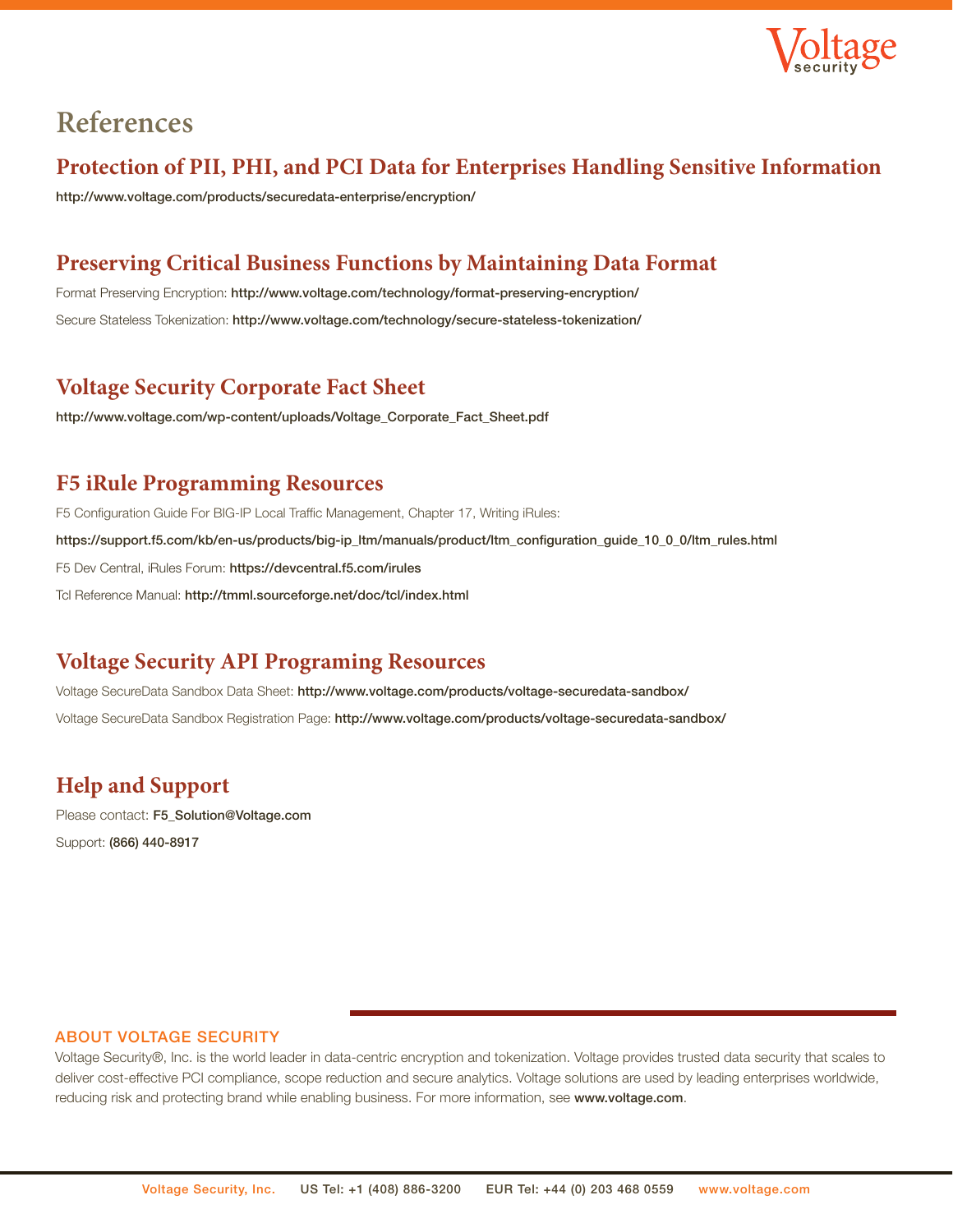# References

## Protection of PII, PHI, and PCI Data for Enterprises Handling Sensitive Information

http://www.voltage.com/products/securedata-enterprise/encryption/

## Preserving Critical Business Functions by Maintaining Data Format

Format Preserving Encryption: http://www.voltage.com/technology/format-preserving-encryption/

Secure Stateless Tokenization: http://www.voltage.com/technology/secure-stateless-tokenization/

## Voltage Security Corporate Fact Sheet

http://www.voltage.com/wp-content/uploads/Voltage_Corporate_Fact_Sheet.pdf

## F5 iRule Programming Resources

F5 Configuration Guide For BIG-IP Local Traffic Management, Chapter 17, Writing iRules:

https://support.f5.com/kb/en-us/products/big-ip_ltm/manuals/product/ltm_configuration_guide_10_0_0/ltm_rules.html

F5 Dev Central, iRules Forum: https://devcentral.f5.com/irules

Tcl Reference Manual: http://tmml.sourceforge.net/doc/tcl/index.html

## Voltage Security API Programing Resources

Voltage SecureData Sandbox Data Sheet: http://www.voltage.com/products/voltage-securedata-sandbox/

Voltage SecureData Sandbox Registration Page: http://www.voltage.com/products/voltage-securedata-sandbox/

## Help and Support

Please contact: F5_Solution@Voltage.com

Support: (866) 440-8917

### ABOUT VOLTAGE SECURITY

Voltage Security®, Inc. is the world leader in data-centric encryption and tokenization. Voltage provides trusted data security that scales to deliver cost-effective PCI compliance, scope reduction and secure analytics. Voltage solutions are used by leading enterprises worldwide, reducing risk and protecting brand while enabling business. For more information, see www.voltage.com.

Voltage Security, Inc. US Tel: +1 (408) 886-3200 EUR Tel: +44 (0) 203 468 0559 www.voltage.com